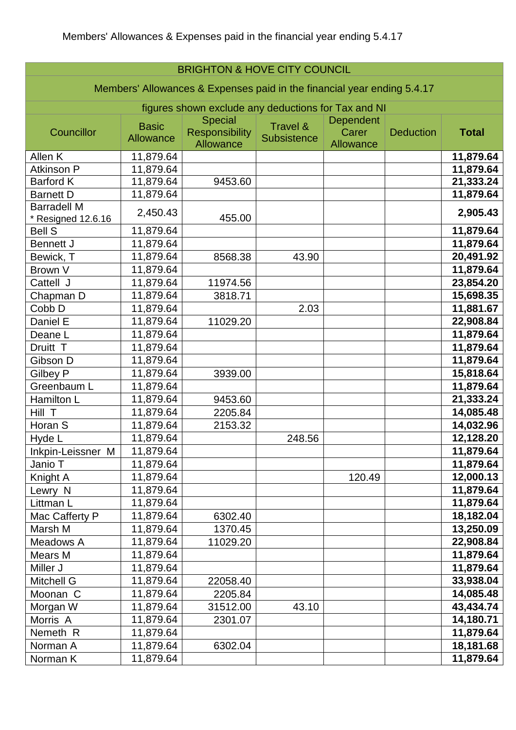Members' Allowances & Expenses paid in the financial year ending 5.4.17

| BRIGHTON & HOVE CITY COUNCIL | | | | | | |
|---|---|---|---|---|---|---|
| Members' Allowances & Expenses paid in the financial year ending 5.4.17 | | | | | | |
| figures shown exclude any deductions for Tax and NI | | | | | | |
| Councillor | Basic Allowance | Special Responsibility Allowance | Travel & Subsistence | Dependent Carer Allowance | Deduction | **Total** |
| Allen K | 11,879.64 | | | | | **11,879.64** |
| Atkinson P | 11,879.64 | | | | | **11,879.64** |
| Barford K | 11,879.64 | 9453.60 | | | | **21,333.24** |
| Barnett D | 11,879.64 | | | | | **11,879.64** |
| Barradell M * Resigned 12.6.16 | 2,450.43 | 455.00 | | | | **2,905.43** |
| Bell S | 11,879.64 | | | | | **11,879.64** |
| Bennett J | 11,879.64 | | | | | **11,879.64** |
| Bewick, T | 11,879.64 | 8568.38 | 43.90 | | | **20,491.92** |
| Brown V | 11,879.64 | | | | | **11,879.64** |
| Cattell J | 11,879.64 | 11974.56 | | | | **23,854.20** |
| Chapman D | 11,879.64 | 3818.71 | | | | **15,698.35** |
| Cobb D | 11,879.64 | | 2.03 | | | **11,881.67** |
| Daniel E | 11,879.64 | 11029.20 | | | | **22,908.84** |
| Deane L | 11,879.64 | | | | | **11,879.64** |
| Druitt T | 11,879.64 | | | | | **11,879.64** |
| Gibson D | 11,879.64 | | | | | **11,879.64** |
| Gilbey P | 11,879.64 | 3939.00 | | | | **15,818.64** |
| Greenbaum L | 11,879.64 | | | | | **11,879.64** |
| Hamilton L | 11,879.64 | 9453.60 | | | | **21,333.24** |
| Hill T | 11,879.64 | 2205.84 | | | | **14,085.48** |
| Horan S | 11,879.64 | 2153.32 | | | | **14,032.96** |
| Hyde L | 11,879.64 | | 248.56 | | | **12,128.20** |
| Inkpin-Leissner M | 11,879.64 | | | | | **11,879.64** |
| Janio T | 11,879.64 | | | | | **11,879.64** |
| Knight A | 11,879.64 | | | 120.49 | | **12,000.13** |
| Lewry N | 11,879.64 | | | | | **11,879.64** |
| Littman L | 11,879.64 | | | | | **11,879.64** |
| Mac Cafferty P | 11,879.64 | 6302.40 | | | | **18,182.04** |
| Marsh M | 11,879.64 | 1370.45 | | | | **13,250.09** |
| Meadows A | 11,879.64 | 11029.20 | | | | **22,908.84** |
| Mears M | 11,879.64 | | | | | **11,879.64** |
| Miller J | 11,879.64 | | | | | **11,879.64** |
| Mitchell G | 11,879.64 | 22058.40 | | | | **33,938.04** |
| Moonan C | 11,879.64 | 2205.84 | | | | **14,085.48** |
| Morgan W | 11,879.64 | 31512.00 | 43.10 | | | **43,434.74** |
| Morris A | 11,879.64 | 2301.07 | | | | **14,180.71** |
| Nemeth R | 11,879.64 | | | | | **11,879.64** |
| Norman A | 11,879.64 | 6302.04 | | | | **18,181.68** |
| Norman K | 11,879.64 | | | | | **11,879.64** |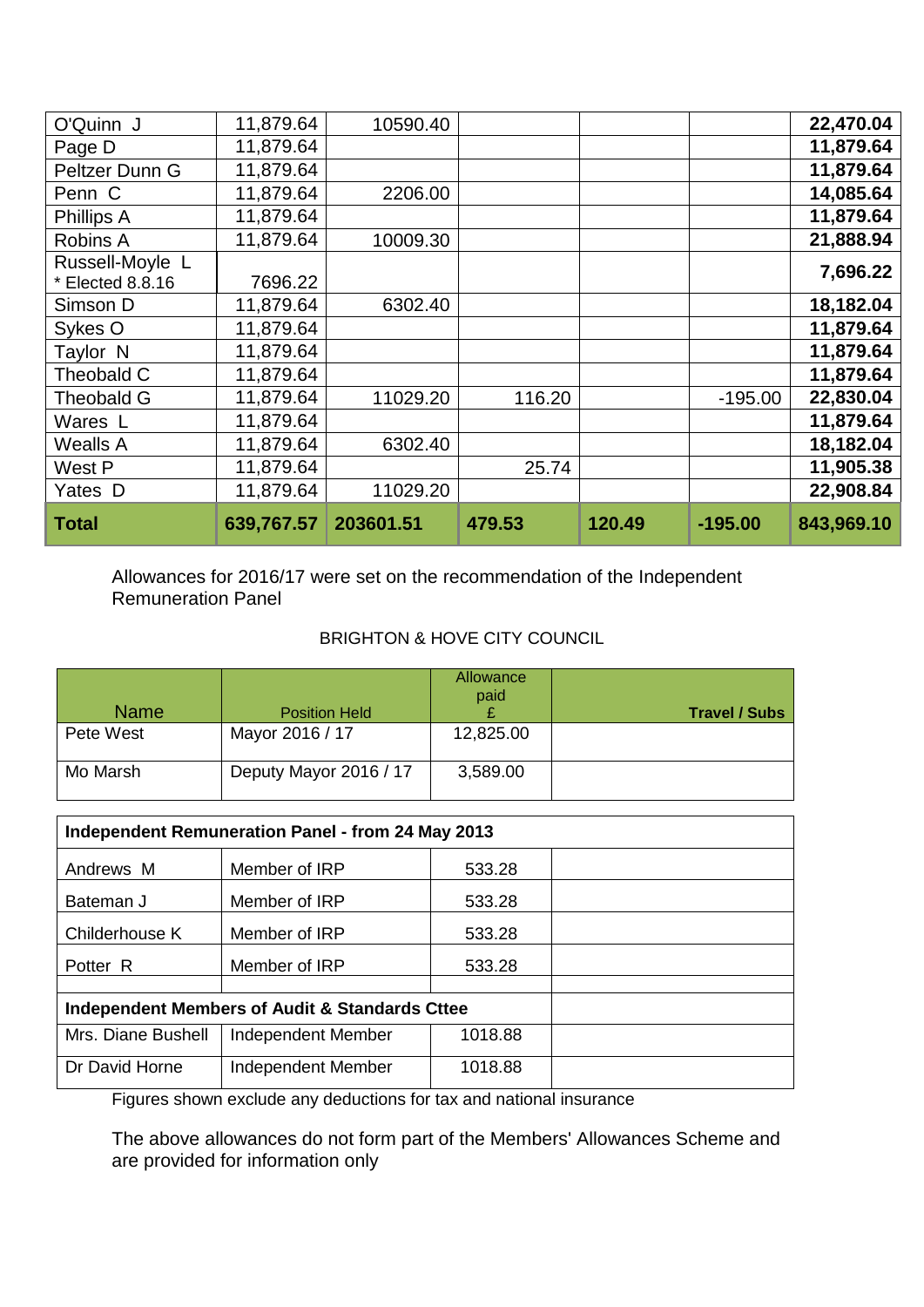| | | | | | | |
|---|---|---|---|---|---|---|
| O'Quinn J | 11,879.64 | 10590.40 | | | | **22,470.04** |
| Page D | 11,879.64 | | | | | **11,879.64** |
| Peltzer Dunn G | 11,879.64 | | | | | **11,879.64** |
| Penn C | 11,879.64 | 2206.00 | | | | **14,085.64** |
| Phillips A | 11,879.64 | | | | | **11,879.64** |
| Robins A | 11,879.64 | 10009.30 | | | | **21,888.94** |
| Russell-Moyle L * Elected 8.8.16 | 7696.22 | | | | | **7,696.22** |
| Simson D | 11,879.64 | 6302.40 | | | | **18,182.04** |
| Sykes O | 11,879.64 | | | | | **11,879.64** |
| Taylor N | 11,879.64 | | | | | **11,879.64** |
| Theobald C | 11,879.64 | | | | | **11,879.64** |
| Theobald G | 11,879.64 | 11029.20 | 116.20 | | -195.00 | **22,830.04** |
| Wares L | 11,879.64 | | | | | **11,879.64** |
| Wealls A | 11,879.64 | 6302.40 | | | | **18,182.04** |
| West P | 11,879.64 | | 25.74 | | | **11,905.38** |
| Yates D | 11,879.64 | 11029.20 | | | | **22,908.84** |
| **Total** | **639,767.57** | **203601.51** | **479.53** | **120.49** | **-195.00** | **843,969.10** |

Allowances for 2016/17 were set on the recommendation of the Independent Remuneration Panel

BRIGHTON & HOVE CITY COUNCIL

| Name | Position Held | Allowance paid £ | **Travel / Subs** |
|---|---|---|---|
| Pete West | Mayor 2016 / 17 | 12,825.00 | |
| Mo Marsh | Deputy Mayor 2016 / 17 | 3,589.00 | |

| **Independent Remuneration Panel - from 24 May 2013** | | | |
|---|---|---|---|
| Andrews M | Member of IRP | 533.28 | |
| Bateman J | Member of IRP | 533.28 | |
| Childerhouse K | Member of IRP | 533.28 | |
| Potter R | Member of IRP | 533.28 | |
| | | | |
| **Independent Members of Audit & Standards Cttee** | | | |
| Mrs. Diane Bushell | Independent Member | 1018.88 | |
| Dr David Horne | Independent Member | 1018.88 | |

Figures shown exclude any deductions for tax and national insurance

The above allowances do not form part of the Members' Allowances Scheme and are provided for information only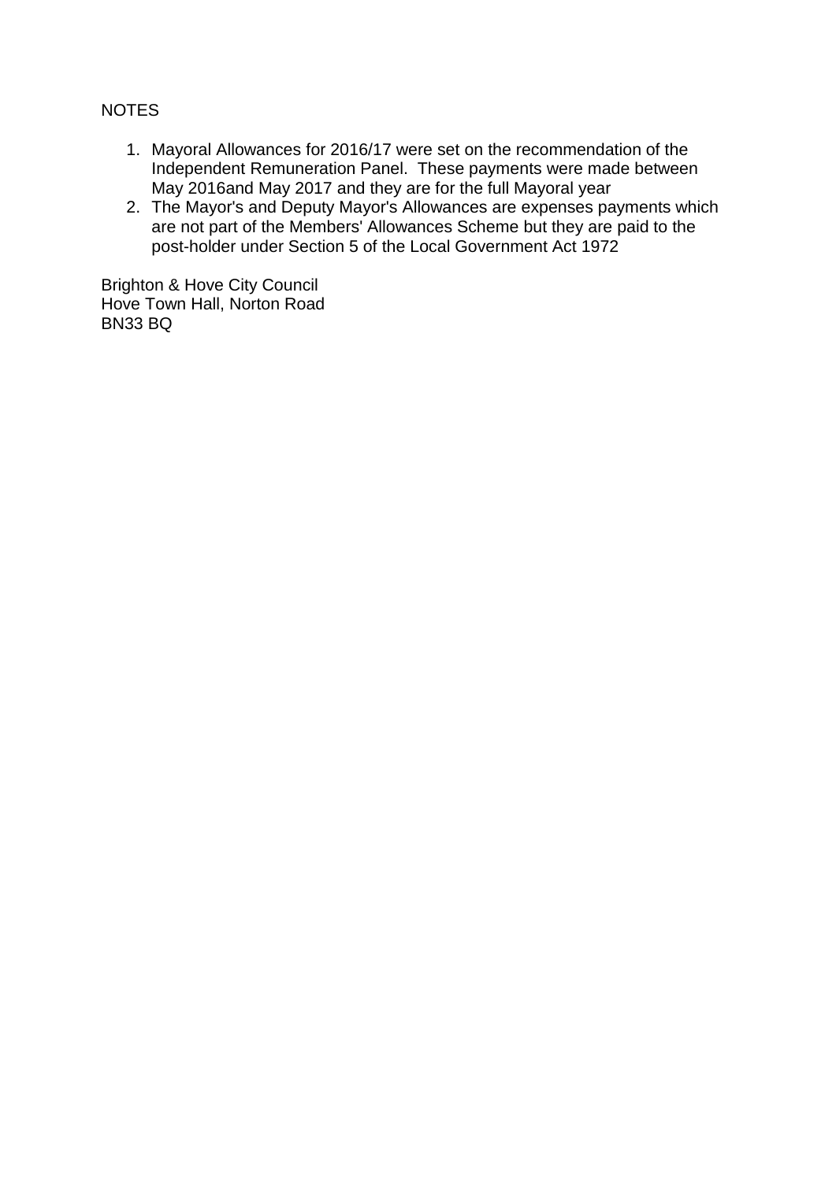NOTES

1. Mayoral Allowances for 2016/17 were set on the recommendation of the Independent Remuneration Panel. These payments were made between May 2016and May 2017 and they are for the full Mayoral year
2. The Mayor's and Deputy Mayor's Allowances are expenses payments which are not part of the Members' Allowances Scheme but they are paid to the post-holder under Section 5 of the Local Government Act 1972

Brighton & Hove City Council
Hove Town Hall, Norton Road
BN33 BQ